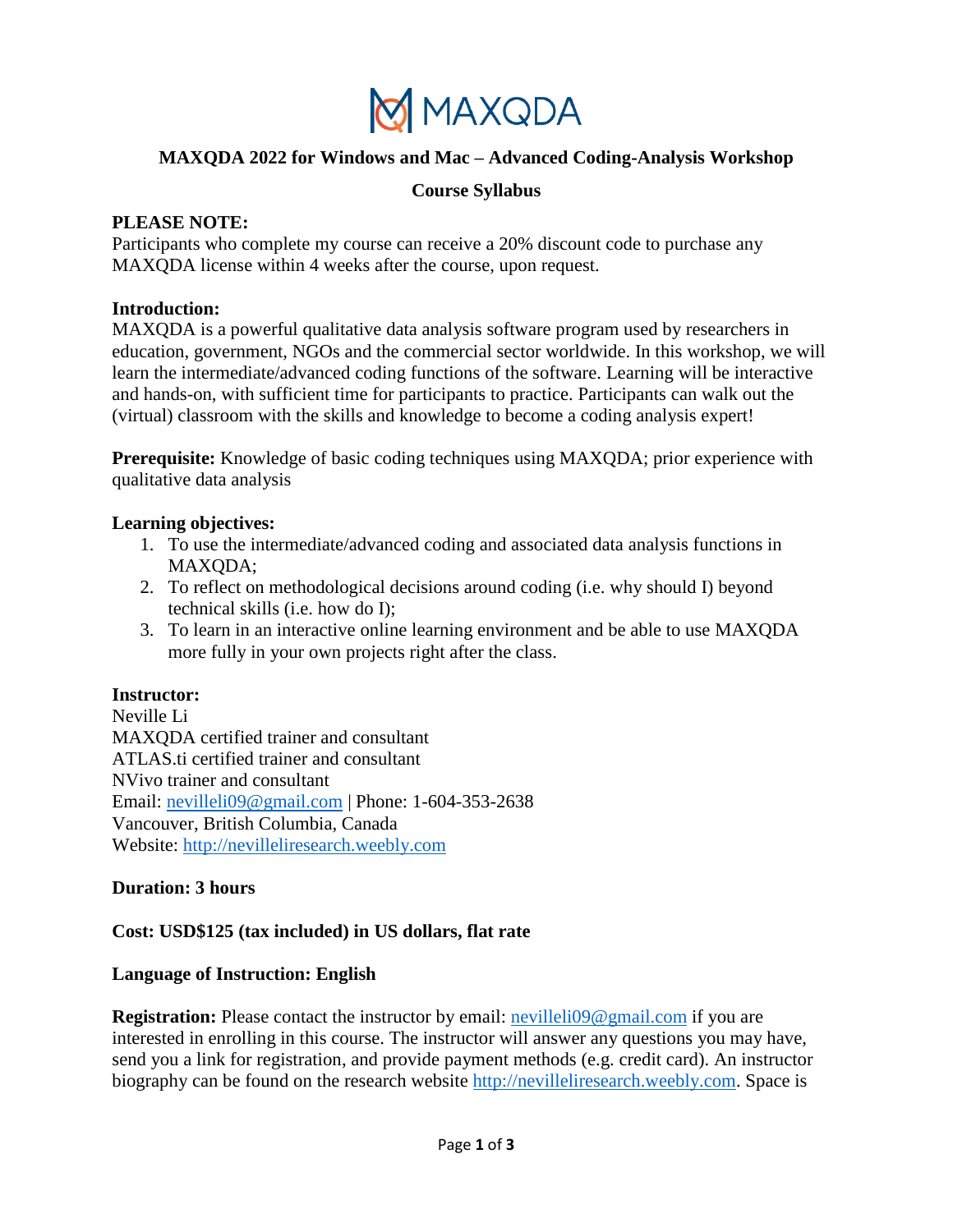MAXQDA

# MAXQDA 2022 for Windows and Mac – Advanced Coding-Analysis Workshop

## Course Syllabus

**PLEASE NOTE:**
Participants who complete my course can receive a 20% discount code to purchase any MAXQDA license within 4 weeks after the course, upon request.

**Introduction:**
MAXQDA is a powerful qualitative data analysis software program used by researchers in education, government, NGOs and the commercial sector worldwide. In this workshop, we will learn the intermediate/advanced coding functions of the software. Learning will be interactive and hands-on, with sufficient time for participants to practice. Participants can walk out the (virtual) classroom with the skills and knowledge to become a coding analysis expert!

**Prerequisite:** Knowledge of basic coding techniques using MAXQDA; prior experience with qualitative data analysis

**Learning objectives:**

1. To use the intermediate/advanced coding and associated data analysis functions in MAXQDA;
2. To reflect on methodological decisions around coding (i.e. why should I) beyond technical skills (i.e. how do I);
3. To learn in an interactive online learning environment and be able to use MAXQDA more fully in your own projects right after the class.

**Instructor:**
Neville Li
MAXQDA certified trainer and consultant
ATLAS.ti certified trainer and consultant
NVivo trainer and consultant
Email: nevilleli09@gmail.com | Phone: 1-604-353-2638
Vancouver, British Columbia, Canada
Website: http://nevilleliresearch.weebly.com

**Duration: 3 hours**

**Cost: USD$125 (tax included) in US dollars, flat rate**

**Language of Instruction: English**

**Registration:** Please contact the instructor by email: nevilleli09@gmail.com if you are interested in enrolling in this course. The instructor will answer any questions you may have, send you a link for registration, and provide payment methods (e.g. credit card). An instructor biography can be found on the research website http://nevilleliresearch.weebly.com. Space is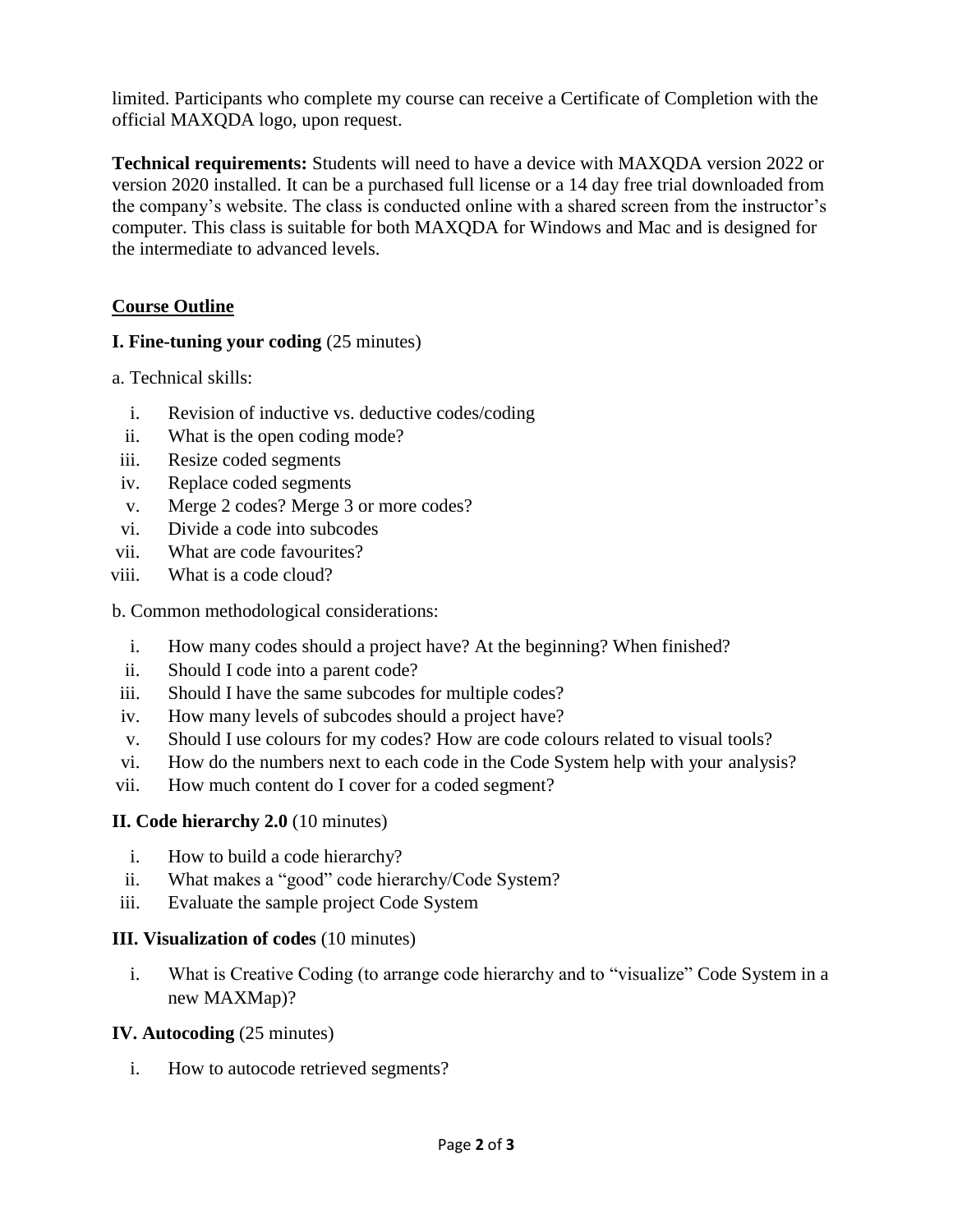limited. Participants who complete my course can receive a Certificate of Completion with the official MAXQDA logo, upon request.

**Technical requirements:** Students will need to have a device with MAXQDA version 2022 or version 2020 installed. It can be a purchased full license or a 14 day free trial downloaded from the company's website. The class is conducted online with a shared screen from the instructor's computer. This class is suitable for both MAXQDA for Windows and Mac and is designed for the intermediate to advanced levels.

## Course Outline

### I. Fine-tuning your coding (25 minutes)

a. Technical skills:

- i. Revision of inductive vs. deductive codes/coding
- ii. What is the open coding mode?
- iii. Resize coded segments
- iv. Replace coded segments
- v. Merge 2 codes? Merge 3 or more codes?
- vi. Divide a code into subcodes
- vii. What are code favourites?
- viii. What is a code cloud?

b. Common methodological considerations:

- i. How many codes should a project have? At the beginning? When finished?
- ii. Should I code into a parent code?
- iii. Should I have the same subcodes for multiple codes?
- iv. How many levels of subcodes should a project have?
- v. Should I use colours for my codes? How are code colours related to visual tools?
- vi. How do the numbers next to each code in the Code System help with your analysis?
- vii. How much content do I cover for a coded segment?

### II. Code hierarchy 2.0 (10 minutes)

- i. How to build a code hierarchy?
- ii. What makes a "good" code hierarchy/Code System?
- iii. Evaluate the sample project Code System

### III. Visualization of codes (10 minutes)

- i. What is Creative Coding (to arrange code hierarchy and to "visualize" Code System in a new MAXMap)?

### IV. Autocoding (25 minutes)

- i. How to autocode retrieved segments?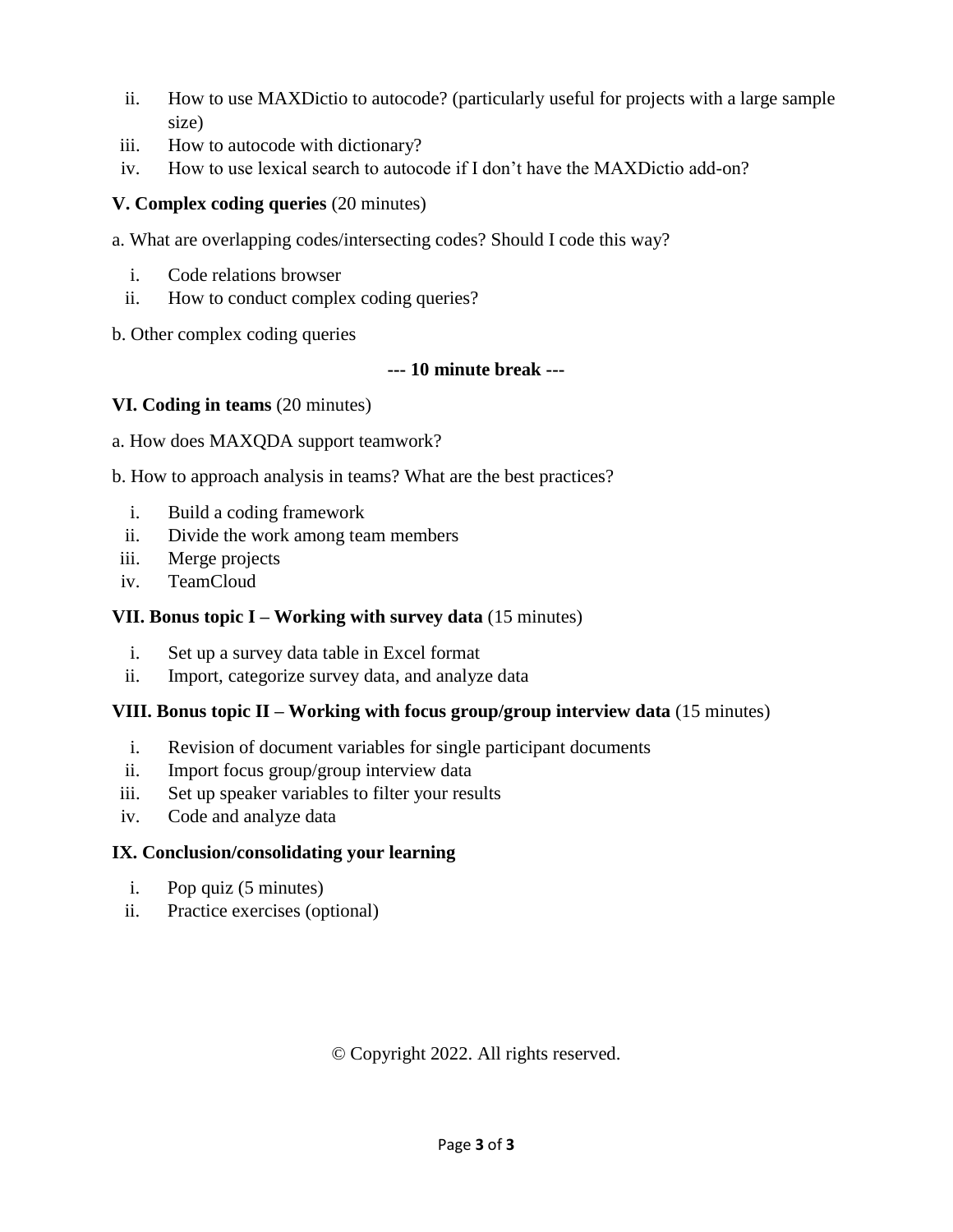ii. How to use MAXDictio to autocode? (particularly useful for projects with a large sample size)
iii. How to autocode with dictionary?
iv. How to use lexical search to autocode if I don't have the MAXDictio add-on?

**V. Complex coding queries** (20 minutes)

a. What are overlapping codes/intersecting codes? Should I code this way?

i. Code relations browser
ii. How to conduct complex coding queries?

b. Other complex coding queries

**--- 10 minute break ---**

**VI. Coding in teams** (20 minutes)

a. How does MAXQDA support teamwork?

b. How to approach analysis in teams? What are the best practices?

i. Build a coding framework
ii. Divide the work among team members
iii. Merge projects
iv. TeamCloud

**VII. Bonus topic I – Working with survey data** (15 minutes)

i. Set up a survey data table in Excel format
ii. Import, categorize survey data, and analyze data

**VIII. Bonus topic II – Working with focus group/group interview data** (15 minutes)

i. Revision of document variables for single participant documents
ii. Import focus group/group interview data
iii. Set up speaker variables to filter your results
iv. Code and analyze data

**IX. Conclusion/consolidating your learning**

i. Pop quiz (5 minutes)
ii. Practice exercises (optional)

© Copyright 2022. All rights reserved.